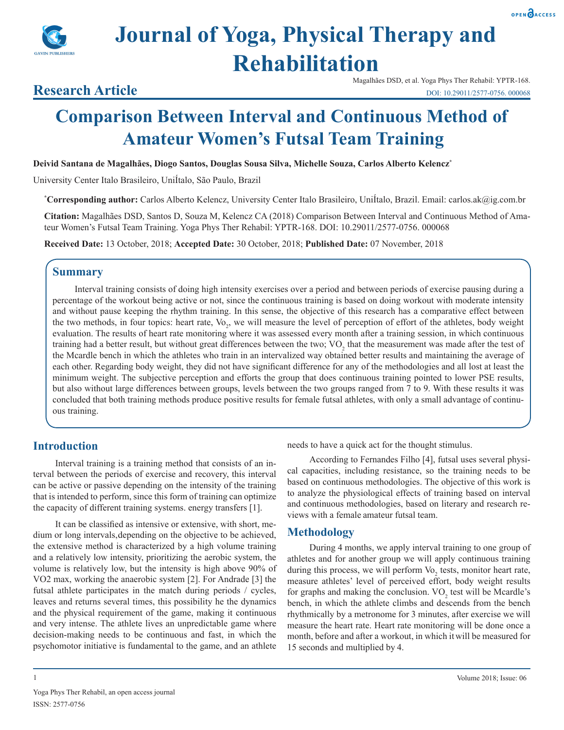# Journal of Yoga, Physical Therapy and Rehabilitation

**Research Article**

Magalhães DSD, et al. Yoga Phys Ther Rehabil: YPTR-168.
DOI: 10.29011/2577-0756. 000068

# Comparison Between Interval and Continuous Method of Amateur Women's Futsal Team Training

**Deivid Santana de Magalhães, Diogo Santos, Douglas Sousa Silva, Michelle Souza, Carlos Alberto Kelencz***

University Center Italo Brasileiro, UniÍtalo, São Paulo, Brazil

***Corresponding author:** Carlos Alberto Kelencz, University Center Italo Brasileiro, UniÍtalo, Brazil. Email: carlos.ak@ig.com.br

**Citation:** Magalhães DSD, Santos D, Souza M, Kelencz CA (2018) Comparison Between Interval and Continuous Method of Amateur Women's Futsal Team Training. Yoga Phys Ther Rehabil: YPTR-168. DOI: 10.29011/2577-0756. 000068

**Received Date:** 13 October, 2018; **Accepted Date:** 30 October, 2018; **Published Date:** 07 November, 2018

## Summary

Interval training consists of doing high intensity exercises over a period and between periods of exercise pausing during a percentage of the workout being active or not, since the continuous training is based on doing workout with moderate intensity and without pause keeping the rhythm training. In this sense, the objective of this research has a comparative effect between the two methods, in four topics: heart rate, $Vo_2$, we will measure the level of perception of effort of the athletes, body weight evaluation. The results of heart rate monitoring where it was assessed every month after a training session, in which continuous training had a better result, but without great differences between the two; $VO_2$ that the measurement was made after the test of the Mcardle bench in which the athletes who train in an intervalized way obtained better results and maintaining the average of each other. Regarding body weight, they did not have significant difference for any of the methodologies and all lost at least the minimum weight. The subjective perception and efforts the group that does continuous training pointed to lower PSE results, but also without large differences between groups, levels between the two groups ranged from 7 to 9. With these results it was concluded that both training methods produce positive results for female futsal athletes, with only a small advantage of continuous training.

## Introduction

Interval training is a training method that consists of an interval between the periods of exercise and recovery, this interval can be active or passive depending on the intensity of the training that is intended to perform, since this form of training can optimize the capacity of different training systems. energy transfers [1].

It can be classified as intensive or extensive, with short, medium or long intervals,depending on the objective to be achieved, the extensive method is characterized by a high volume training and a relatively low intensity, prioritizing the aerobic system, the volume is relatively low, but the intensity is high above 90% of VO2 max, working the anaerobic system [2]. For Andrade [3] the futsal athlete participates in the match during periods / cycles, leaves and returns several times, this possibility he the dynamics and the physical requirement of the game, making it continuous and very intense. The athlete lives an unpredictable game where decision-making needs to be continuous and fast, in which the psychomotor initiative is fundamental to the game, and an athlete needs to have a quick act for the thought stimulus.

According to Fernandes Filho [4], futsal uses several physical capacities, including resistance, so the training needs to be based on continuous methodologies. The objective of this work is to analyze the physiological effects of training based on interval and continuous methodologies, based on literary and research reviews with a female amateur futsal team.

## Methodology

During 4 months, we apply interval training to one group of athletes and for another group we will apply continuous training during this process, we will perform $Vo_2$ tests, monitor heart rate, measure athletes' level of perceived effort, body weight results for graphs and making the conclusion. $VO_2$ test will be Mcardle's bench, in which the athlete climbs and descends from the bench rhythmically by a metronome for 3 minutes, after exercise we will measure the heart rate. Heart rate monitoring will be done once a month, before and after a workout, in which it will be measured for 15 seconds and multiplied by 4.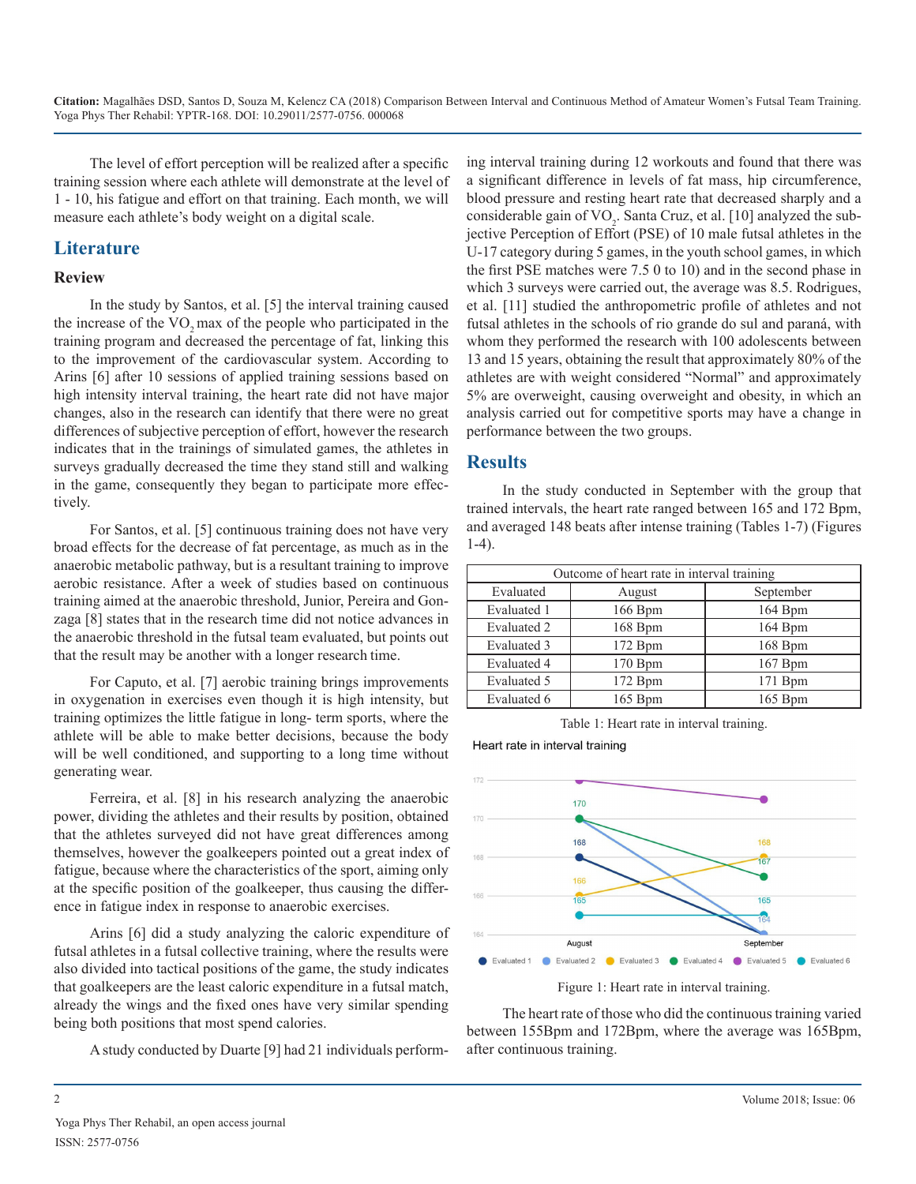The level of effort perception will be realized after a specific training session where each athlete will demonstrate at the level of 1 - 10, his fatigue and effort on that training. Each month, we will measure each athlete's body weight on a digital scale.

## Literature

### Review

In the study by Santos, et al. [5] the interval training caused the increase of the $VO_2$max of the people who participated in the training program and decreased the percentage of fat, linking this to the improvement of the cardiovascular system. According to Arins [6] after 10 sessions of applied training sessions based on high intensity interval training, the heart rate did not have major changes, also in the research can identify that there were no great differences of subjective perception of effort, however the research indicates that in the trainings of simulated games, the athletes in surveys gradually decreased the time they stand still and walking in the game, consequently they began to participate more effectively.

For Santos, et al. [5] continuous training does not have very broad effects for the decrease of fat percentage, as much as in the anaerobic metabolic pathway, but is a resultant training to improve aerobic resistance. After a week of studies based on continuous training aimed at the anaerobic threshold, Junior, Pereira and Gonzaga [8] states that in the research time did not notice advances in the anaerobic threshold in the futsal team evaluated, but points out that the result may be another with a longer research time.

For Caputo, et al. [7] aerobic training brings improvements in oxygenation in exercises even though it is high intensity, but training optimizes the little fatigue in long- term sports, where the athlete will be able to make better decisions, because the body will be well conditioned, and supporting to a long time without generating wear.

Ferreira, et al. [8] in his research analyzing the anaerobic power, dividing the athletes and their results by position, obtained that the athletes surveyed did not have great differences among themselves, however the goalkeepers pointed out a great index of fatigue, because where the characteristics of the sport, aiming only at the specific position of the goalkeeper, thus causing the difference in fatigue index in response to anaerobic exercises.

Arins [6] did a study analyzing the caloric expenditure of futsal athletes in a futsal collective training, where the results were also divided into tactical positions of the game, the study indicates that goalkeepers are the least caloric expenditure in a futsal match, already the wings and the fixed ones have very similar spending being both positions that most spend calories.

A study conducted by Duarte [9] had 21 individuals performing interval training during 12 workouts and found that there was a significant difference in levels of fat mass, hip circumference, blood pressure and resting heart rate that decreased sharply and a considerable gain of $VO_2$. Santa Cruz, et al. [10] analyzed the subjective Perception of Effort (PSE) of 10 male futsal athletes in the U-17 category during 5 games, in the youth school games, in which the first PSE matches were 7.5 0 to 10) and in the second phase in which 3 surveys were carried out, the average was 8.5. Rodrigues, et al. [11] studied the anthropometric profile of athletes and not futsal athletes in the schools of rio grande do sul and paraná, with whom they performed the research with 100 adolescents between 13 and 15 years, obtaining the result that approximately 80% of the athletes are with weight considered "Normal" and approximately 5% are overweight, causing overweight and obesity, in which an analysis carried out for competitive sports may have a change in performance between the two groups.

## Results

In the study conducted in September with the group that trained intervals, the heart rate ranged between 165 and 172 Bpm, and averaged 148 beats after intense training (Tables 1-7) (Figures 1-4).

| Outcome of heart rate in interval training | | |
|---|---|---|
| Evaluated | August | September |
| Evaluated 1 | 166 Bpm | 164 Bpm |
| Evaluated 2 | 168 Bpm | 164 Bpm |
| Evaluated 3 | 172 Bpm | 168 Bpm |
| Evaluated 4 | 170 Bpm | 167 Bpm |
| Evaluated 5 | 172 Bpm | 171 Bpm |
| Evaluated 6 | 165 Bpm | 165 Bpm |

Table 1: Heart rate in interval training.

Figure 1: Heart rate in interval training.

The heart rate of those who did the continuous training varied between 155Bpm and 172Bpm, where the average was 165Bpm, after continuous training.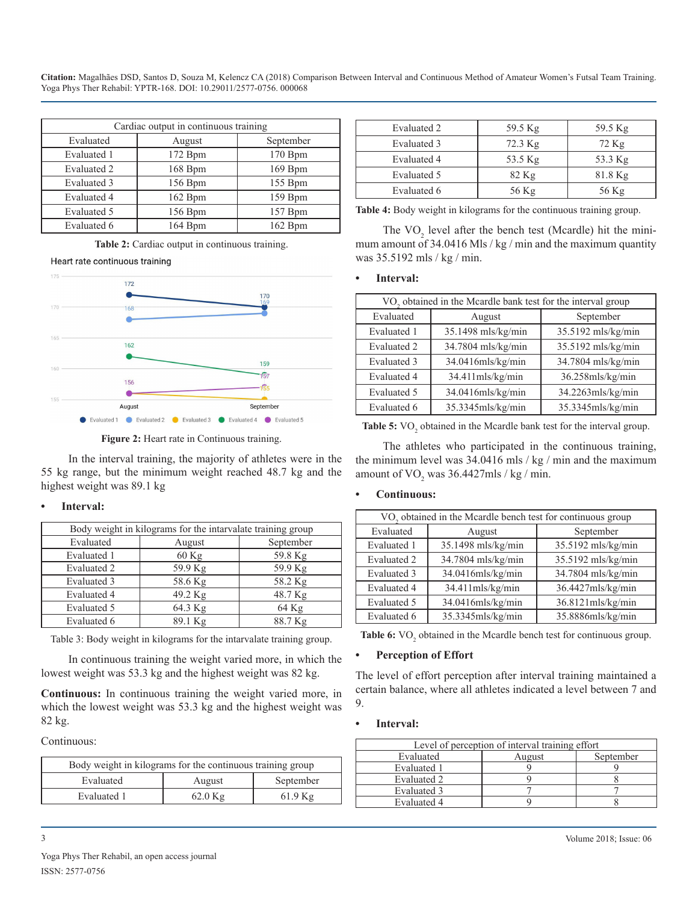| Cardiac output in continuous training | | |
|---|---|---|
| Evaluated | August | September |
| Evaluated 1 | 172 Bpm | 170 Bpm |
| Evaluated 2 | 168 Bpm | 169 Bpm |
| Evaluated 3 | 156 Bpm | 155 Bpm |
| Evaluated 4 | 162 Bpm | 159 Bpm |
| Evaluated 5 | 156 Bpm | 157 Bpm |
| Evaluated 6 | 164 Bpm | 162 Bpm |

**Table 2:** Cardiac output in continuous training.

**Figure 2:** Heart rate in Continuous training.

In the interval training, the majority of athletes were in the 55 kg range, but the minimum weight reached 48.7 kg and the highest weight was 89.1 kg

- **Interval:**

| Body weight in kilograms for the intarvalate training group | | |
|---|---|---|
| Evaluated | August | September |
| Evaluated 1 | 60 Kg | 59.8 Kg |
| Evaluated 2 | 59.9 Kg | 59.9 Kg |
| Evaluated 3 | 58.6 Kg | 58.2 Kg |
| Evaluated 4 | 49.2 Kg | 48.7 Kg |
| Evaluated 5 | 64.3 Kg | 64 Kg |
| Evaluated 6 | 89.1 Kg | 88.7 Kg |

Table 3: Body weight in kilograms for the intarvalate training group.

In continuous training the weight varied more, in which the lowest weight was 53.3 kg and the highest weight was 82 kg.

**Continuous:** In continuous training the weight varied more, in which the lowest weight was 53.3 kg and the highest weight was 82 kg.

Continuous:

| Body weight in kilograms for the continuous training group | | |
|---|---|---|
| Evaluated | August | September |
| Evaluated 1 | 62.0 Kg | 61.9 Kg |
| Evaluated 2 | 59.5 Kg | 59.5 Kg |
| Evaluated 3 | 72.3 Kg | 72 Kg |
| Evaluated 4 | 53.5 Kg | 53.3 Kg |
| Evaluated 5 | 82 Kg | 81.8 Kg |
| Evaluated 6 | 56 Kg | 56 Kg |

**Table 4:** Body weight in kilograms for the continuous training group.

The $VO_2$ level after the bench test (Mcardle) hit the minimum amount of 34.0416 Mls / kg / min and the maximum quantity was 35.5192 mls / kg / min.

- **Interval:**

| $VO_2$ obtained in the Mcardle bank test for the interval group | | |
|---|---|---|
| Evaluated | August | September |
| Evaluated 1 | 35.1498 mls/kg/min | 35.5192 mls/kg/min |
| Evaluated 2 | 34.7804 mls/kg/min | 35.5192 mls/kg/min |
| Evaluated 3 | 34.0416mls/kg/min | 34.7804 mls/kg/min |
| Evaluated 4 | 34.411mls/kg/min | 36.258mls/kg/min |
| Evaluated 5 | 34.0416mls/kg/min | 34.2263mls/kg/min |
| Evaluated 6 | 35.3345mls/kg/min | 35.3345mls/kg/min |

**Table 5:** $VO_2$ obtained in the Mcardle bank test for the interval group.

The athletes who participated in the continuous training, the minimum level was 34.0416 mls / kg / min and the maximum amount of $VO_2$ was 36.4427mls / kg / min.

- **Continuous:**

| $VO_2$ obtained in the Mcardle bench test for continuous group | | |
|---|---|---|
| Evaluated | August | September |
| Evaluated 1 | 35.1498 mls/kg/min | 35.5192 mls/kg/min |
| Evaluated 2 | 34.7804 mls/kg/min | 35.5192 mls/kg/min |
| Evaluated 3 | 34.0416mls/kg/min | 34.7804 mls/kg/min |
| Evaluated 4 | 34.411mls/kg/min | 36.4427mls/kg/min |
| Evaluated 5 | 34.0416mls/kg/min | 36.8121mls/kg/min |
| Evaluated 6 | 35.3345mls/kg/min | 35.8886mls/kg/min |

**Table 6:** $VO_2$ obtained in the Mcardle bench test for continuous group.

- **Perception of Effort**

The level of effort perception after interval training maintained a certain balance, where all athletes indicated a level between 7 and 9.

- **Interval:**

| Level of perception of interval training effort | | |
|---|---|---|
| Evaluated | August | September |
| Evaluated 1 | 9 | 9 |
| Evaluated 2 | 9 | 8 |
| Evaluated 3 | 7 | 7 |
| Evaluated 4 | 9 | 8 |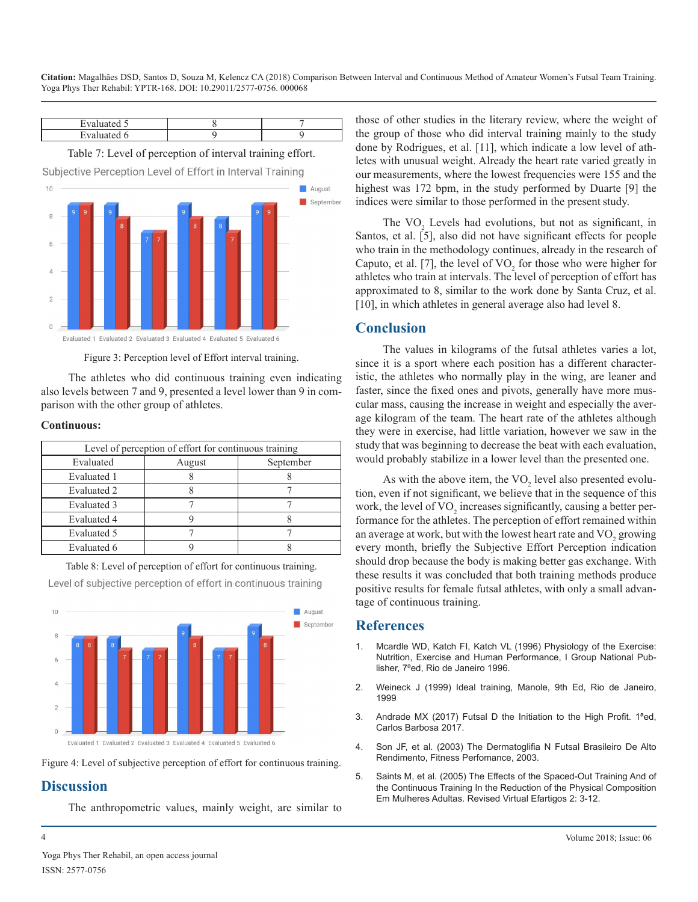| Evaluated 5 | 8 | 7 |
|---|---|---|
| Evaluated 6 | 9 | 9 |

Table 7: Level of perception of interval training effort.

Figure 3: Perception level of Effort interval training.

The athletes who did continuous training even indicating also levels between 7 and 9, presented a level lower than 9 in comparison with the other group of athletes.

**Continuous:**

| Level of perception of effort for continuous training | | |
|---|---|---|
| Evaluated | August | September |
| Evaluated 1 | 8 | 8 |
| Evaluated 2 | 8 | 7 |
| Evaluated 3 | 7 | 7 |
| Evaluated 4 | 9 | 8 |
| Evaluated 5 | 7 | 7 |
| Evaluated 6 | 9 | 8 |

Table 8: Level of perception of effort for continuous training.

Figure 4: Level of subjective perception of effort for continuous training.

## Discussion

The anthropometric values, mainly weight, are similar to those of other studies in the literary review, where the weight of the group of those who did interval training mainly to the study done by Rodrigues, et al. [11], which indicate a low level of athletes with unusual weight. Already the heart rate varied greatly in our measurements, where the lowest frequencies were 155 and the highest was 172 bpm, in the study performed by Duarte [9] the indices were similar to those performed in the present study.

The $VO_2$ Levels had evolutions, but not as significant, in Santos, et al. [5], also did not have significant effects for people who train in the methodology continues, already in the research of Caputo, et al. [7], the level of $VO_2$ for those who were higher for athletes who train at intervals. The level of perception of effort has approximated to 8, similar to the work done by Santa Cruz, et al. [10], in which athletes in general average also had level 8.

## Conclusion

The values in kilograms of the futsal athletes varies a lot, since it is a sport where each position has a different characteristic, the athletes who normally play in the wing, are leaner and faster, since the fixed ones and pivots, generally have more muscular mass, causing the increase in weight and especially the average kilogram of the team. The heart rate of the athletes although they were in exercise, had little variation, however we saw in the study that was beginning to decrease the beat with each evaluation, would probably stabilize in a lower level than the presented one.

As with the above item, the $VO_2$ level also presented evolution, even if not significant, we believe that in the sequence of this work, the level of $VO_2$ increases significantly, causing a better performance for the athletes. The perception of effort remained within an average at work, but with the lowest heart rate and $VO_2$ growing every month, briefly the Subjective Effort Perception indication should drop because the body is making better gas exchange. With these results it was concluded that both training methods produce positive results for female futsal athletes, with only a small advantage of continuous training.

## References

1. Mcardle WD, Katch FI, Katch VL (1996) Physiology of the Exercise: Nutrition, Exercise and Human Performance, I Group National Publisher, 7ªed, Rio de Janeiro 1996.
2. Weineck J (1999) Ideal training, Manole, 9th Ed, Rio de Janeiro, 1999
3. Andrade MX (2017) Futsal D the Initiation to the High Profit. 1ªed, Carlos Barbosa 2017.
4. Son JF, et al. (2003) The Dermatoglifia N Futsal Brasileiro De Alto Rendimento, Fitness Perfomance, 2003.
5. Saints M, et al. (2005) The Effects of the Spaced-Out Training And of the Continuous Training In the Reduction of the Physical Composition Em Mulheres Adultas. Revised Virtual Efartigos 2: 3-12.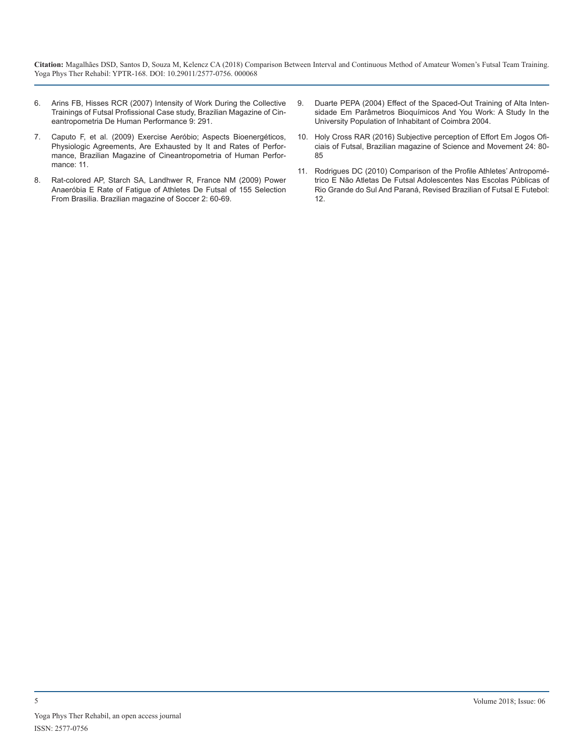6. Arins FB, Hisses RCR (2007) Intensity of Work During the Collective Trainings of Futsal Profissional Case study, Brazilian Magazine of Cineantropometria De Human Performance 9: 291.

7. Caputo F, et al. (2009) Exercise Aeróbio; Aspects Bioenergéticos, Physiologic Agreements, Are Exhausted by It and Rates of Performance, Brazilian Magazine of Cineantropometria of Human Performance: 11.

8. Rat-colored AP, Starch SA, Landhwer R, France NM (2009) Power Anaeróbia E Rate of Fatigue of Athletes De Futsal of 155 Selection From Brasilia. Brazilian magazine of Soccer 2: 60-69.

9. Duarte PEPA (2004) Effect of the Spaced-Out Training of Alta Intensidade Em Parâmetros Bioquímicos And You Work: A Study In the University Population of Inhabitant of Coimbra 2004.

10. Holy Cross RAR (2016) Subjective perception of Effort Em Jogos Oficiais of Futsal, Brazilian magazine of Science and Movement 24: 80-85

11. Rodrigues DC (2010) Comparison of the Profile Athletes' Antropométrico E Não Atletas De Futsal Adolescentes Nas Escolas Públicas of Rio Grande do Sul And Paraná, Revised Brazilian of Futsal E Futebol: 12.